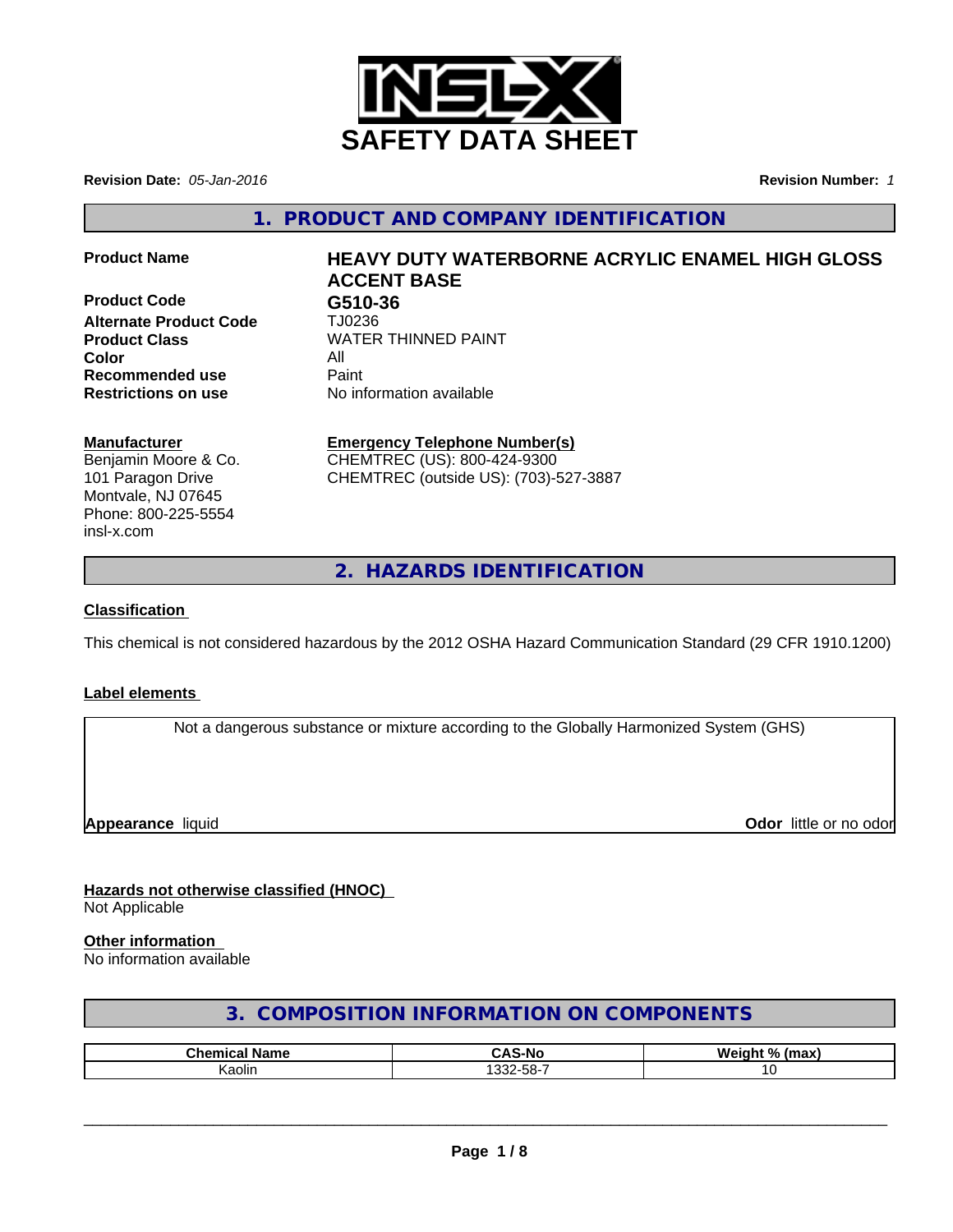# SAFETY DATA SHEET

**Revision Date:** *05-Jan-2016* **Revision Number:** *1*

## 1. PRODUCT AND COMPANY IDENTIFICATION

**Product Name** **HEAVY DUTY WATERBORNE ACRYLIC ENAMEL HIGH GLOSS ACCENT BASE**

**Product Code** **G510-36**

**Alternate Product Code** TJ0236

**Product Class** WATER THINNED PAINT

**Color** All

**Recommended use** Paint

**Restrictions on use** No information available

**Manufacturer**
Benjamin Moore & Co.
101 Paragon Drive
Montvale, NJ 07645
Phone: 800-225-5554
insl-x.com

**Emergency Telephone Number(s)**
CHEMTREC (US): 800-424-9300
CHEMTREC (outside US): (703)-527-3887

## 2. HAZARDS IDENTIFICATION

**Classification**

This chemical is not considered hazardous by the 2012 OSHA Hazard Communication Standard (29 CFR 1910.1200)

**Label elements**

Not a dangerous substance or mixture according to the Globally Harmonized System (GHS)

**Appearance** liquid

**Odor** little or no odor

**Hazards not otherwise classified (HNOC)**
Not Applicable

**Other information**
No information available

## 3. COMPOSITION INFORMATION ON COMPONENTS

| Chemical Name | CAS-No | Weight % (max) |
|---|---|---|
| Kaolin | 1332-58-7 | 10 |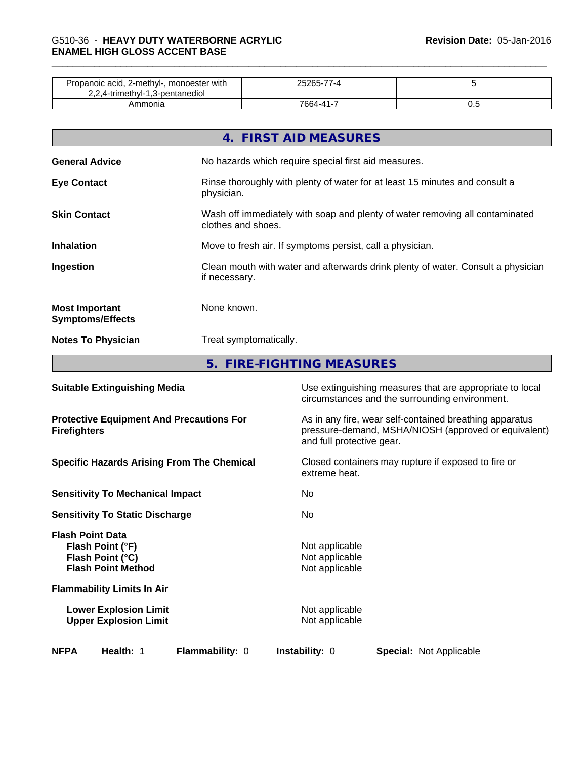| | | |
|---|---|---|
| Propanoic acid, 2-methyl-, monoester with 2,2,4-trimethyl-1,3-pentanediol | 25265-77-4 | 5 |
| Ammonia | 7664-41-7 | 0.5 |

## 4. FIRST AID MEASURES

**General Advice** — No hazards which require special first aid measures.

**Eye Contact** — Rinse thoroughly with plenty of water for at least 15 minutes and consult a physician.

**Skin Contact** — Wash off immediately with soap and plenty of water removing all contaminated clothes and shoes.

**Inhalation** — Move to fresh air. If symptoms persist, call a physician.

**Ingestion** — Clean mouth with water and afterwards drink plenty of water. Consult a physician if necessary.

**Most Important Symptoms/Effects** — None known.

**Notes To Physician** — Treat symptomatically.

## 5. FIRE-FIGHTING MEASURES

**Suitable Extinguishing Media** — Use extinguishing measures that are appropriate to local circumstances and the surrounding environment.

**Protective Equipment And Precautions For Firefighters** — As in any fire, wear self-contained breathing apparatus pressure-demand, MSHA/NIOSH (approved or equivalent) and full protective gear.

**Specific Hazards Arising From The Chemical** — Closed containers may rupture if exposed to fire or extreme heat.

**Sensitivity To Mechanical Impact** — No

**Sensitivity To Static Discharge** — No

**Flash Point Data**

- **Flash Point (°F)** — Not applicable
- **Flash Point (°C)** — Not applicable
- **Flash Point Method** — Not applicable

**Flammability Limits In Air**

- **Lower Explosion Limit** — Not applicable
- **Upper Explosion Limit** — Not applicable

**NFPA** **Health:** 1 **Flammability:** 0 **Instability:** 0 **Special:** Not Applicable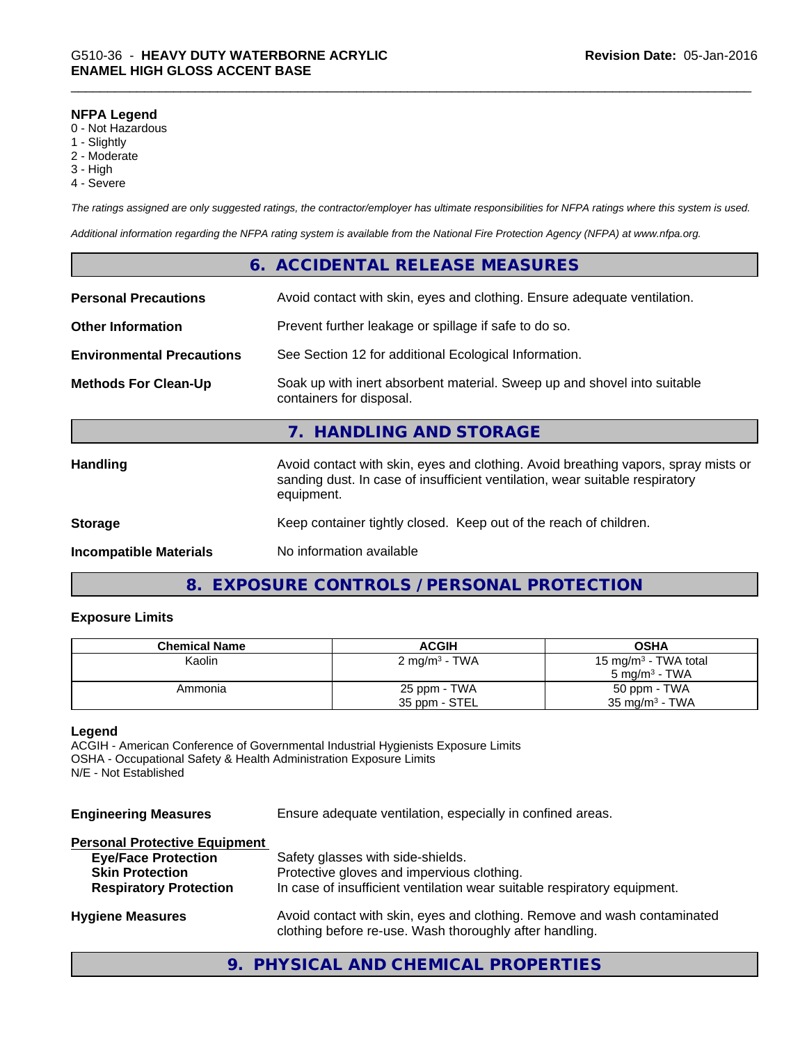**NFPA Legend**
0 - Not Hazardous
1 - Slightly
2 - Moderate
3 - High
4 - Severe

*The ratings assigned are only suggested ratings, the contractor/employer has ultimate responsibilities for NFPA ratings where this system is used.*

*Additional information regarding the NFPA rating system is available from the National Fire Protection Agency (NFPA) at www.nfpa.org.*

## 6. ACCIDENTAL RELEASE MEASURES

**Personal Precautions** Avoid contact with skin, eyes and clothing. Ensure adequate ventilation.

**Other Information** Prevent further leakage or spillage if safe to do so.

**Environmental Precautions** See Section 12 for additional Ecological Information.

**Methods For Clean-Up** Soak up with inert absorbent material. Sweep up and shovel into suitable containers for disposal.

## 7. HANDLING AND STORAGE

**Handling** Avoid contact with skin, eyes and clothing. Avoid breathing vapors, spray mists or sanding dust. In case of insufficient ventilation, wear suitable respiratory equipment.

**Storage** Keep container tightly closed. Keep out of the reach of children.

**Incompatible Materials** No information available

## 8. EXPOSURE CONTROLS / PERSONAL PROTECTION

### Exposure Limits

| Chemical Name | ACGIH | OSHA |
|---|---|---|
| Kaolin | 2 mg/m$^3$ - TWA | 15 mg/m$^3$ - TWA total<br>5 mg/m$^3$ - TWA |
| Ammonia | 25 ppm - TWA<br>35 ppm - STEL | 50 ppm - TWA<br>35 mg/m$^3$ - TWA |

**Legend**
ACGIH - American Conference of Governmental Industrial Hygienists Exposure Limits
OSHA - Occupational Safety & Health Administration Exposure Limits
N/E - Not Established

**Engineering Measures** Ensure adequate ventilation, especially in confined areas.

**Personal Protective Equipment**
- **Eye/Face Protection** Safety glasses with side-shields.
- **Skin Protection** Protective gloves and impervious clothing.
- **Respiratory Protection** In case of insufficient ventilation wear suitable respiratory equipment.

**Hygiene Measures** Avoid contact with skin, eyes and clothing. Remove and wash contaminated clothing before re-use. Wash thoroughly after handling.

## 9. PHYSICAL AND CHEMICAL PROPERTIES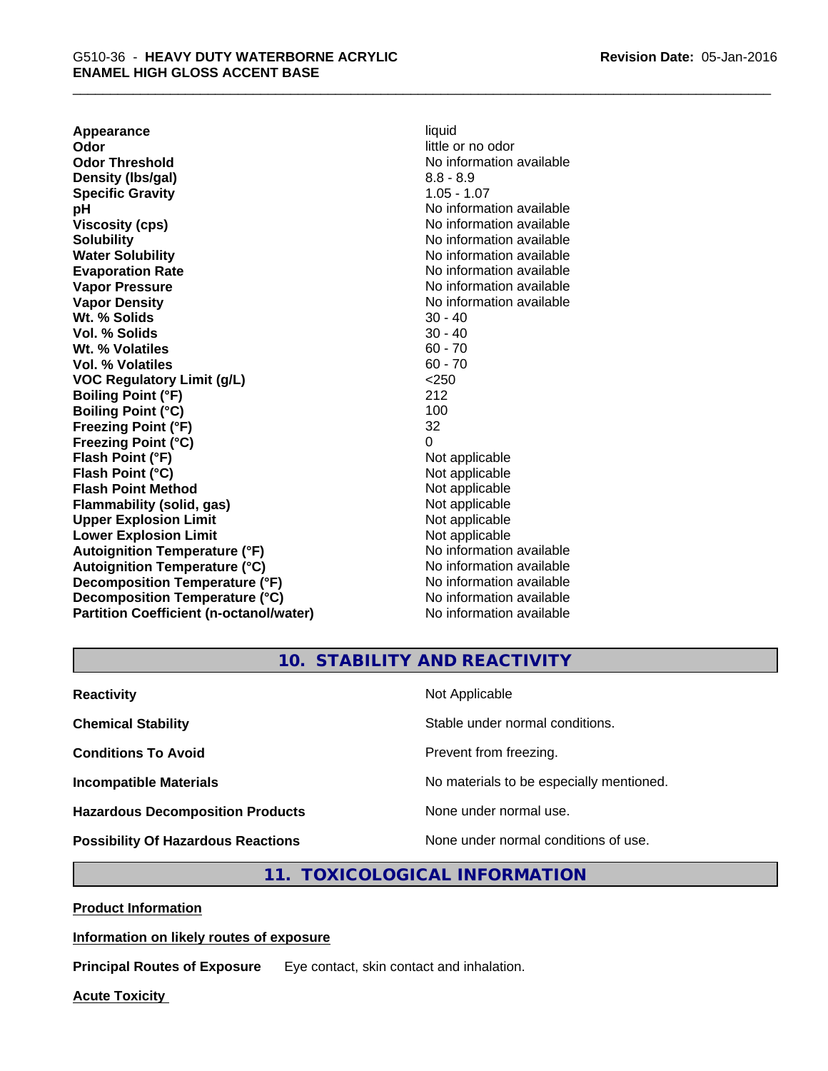| Property | Value |
|---|---|
| **Appearance** | liquid |
| **Odor** | little or no odor |
| **Odor Threshold** | No information available |
| **Density (lbs/gal)** | 8.8 - 8.9 |
| **Specific Gravity** | 1.05 - 1.07 |
| **pH** | No information available |
| **Viscosity (cps)** | No information available |
| **Solubility** | No information available |
| **Water Solubility** | No information available |
| **Evaporation Rate** | No information available |
| **Vapor Pressure** | No information available |
| **Vapor Density** | No information available |
| **Wt. % Solids** | 30 - 40 |
| **Vol. % Solids** | 30 - 40 |
| **Wt. % Volatiles** | 60 - 70 |
| **Vol. % Volatiles** | 60 - 70 |
| **VOC Regulatory Limit (g/L)** | <250 |
| **Boiling Point (°F)** | 212 |
| **Boiling Point (°C)** | 100 |
| **Freezing Point (°F)** | 32 |
| **Freezing Point (°C)** | 0 |
| **Flash Point (°F)** | Not applicable |
| **Flash Point (°C)** | Not applicable |
| **Flash Point Method** | Not applicable |
| **Flammability (solid, gas)** | Not applicable |
| **Upper Explosion Limit** | Not applicable |
| **Lower Explosion Limit** | Not applicable |
| **Autoignition Temperature (°F)** | No information available |
| **Autoignition Temperature (°C)** | No information available |
| **Decomposition Temperature (°F)** | No information available |
| **Decomposition Temperature (°C)** | No information available |
| **Partition Coefficient (n-octanol/water)** | No information available |

## 10. STABILITY AND REACTIVITY

| | |
|---|---|
| **Reactivity** | Not Applicable |
| **Chemical Stability** | Stable under normal conditions. |
| **Conditions To Avoid** | Prevent from freezing. |
| **Incompatible Materials** | No materials to be especially mentioned. |
| **Hazardous Decomposition Products** | None under normal use. |
| **Possibility Of Hazardous Reactions** | None under normal conditions of use. |

## 11. TOXICOLOGICAL INFORMATION

**Product Information**

**Information on likely routes of exposure**

**Principal Routes of Exposure** Eye contact, skin contact and inhalation.

**Acute Toxicity**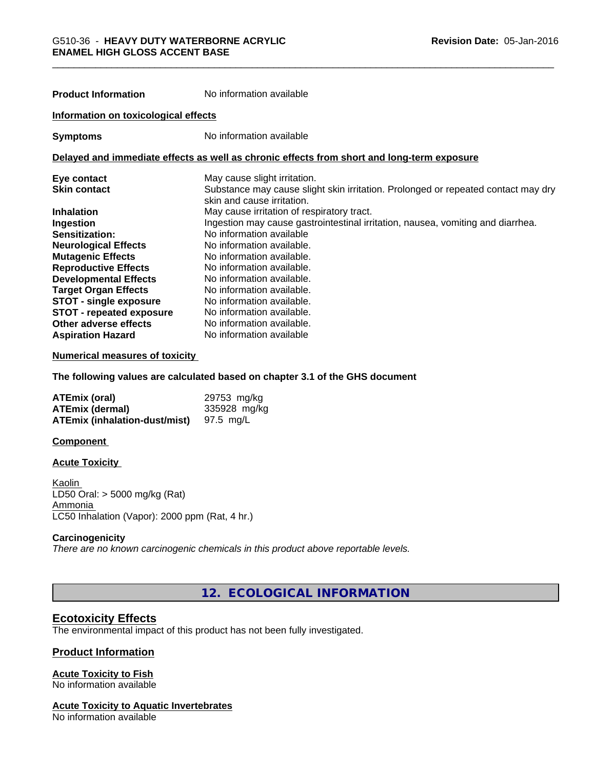| | |
|---|---|
| **Product Information** | No information available |

**Information on toxicological effects**

| | |
|---|---|
| **Symptoms** | No information available |

**Delayed and immediate effects as well as chronic effects from short and long-term exposure**

| | |
|---|---|
| **Eye contact** | May cause slight irritation. |
| **Skin contact** | Substance may cause slight skin irritation. Prolonged or repeated contact may dry skin and cause irritation. |
| **Inhalation** | May cause irritation of respiratory tract. |
| **Ingestion** | Ingestion may cause gastrointestinal irritation, nausea, vomiting and diarrhea. |
| **Sensitization:** | No information available |
| **Neurological Effects** | No information available. |
| **Mutagenic Effects** | No information available. |
| **Reproductive Effects** | No information available. |
| **Developmental Effects** | No information available. |
| **Target Organ Effects** | No information available. |
| **STOT - single exposure** | No information available. |
| **STOT - repeated exposure** | No information available. |
| **Other adverse effects** | No information available. |
| **Aspiration Hazard** | No information available |

**Numerical measures of toxicity**

**The following values are calculated based on chapter 3.1 of the GHS document**

| | |
|---|---|
| **ATEmix (oral)** | 29753 mg/kg |
| **ATEmix (dermal)** | 335928 mg/kg |
| **ATEmix (inhalation-dust/mist)** | 97.5 mg/L |

**Component**

**Acute Toxicity**

Kaolin
LD50 Oral: > 5000 mg/kg (Rat)
Ammonia
LC50 Inhalation (Vapor): 2000 ppm (Rat, 4 hr.)

**Carcinogenicity**
*There are no known carcinogenic chemicals in this product above reportable levels.*

## 12. ECOLOGICAL INFORMATION

### Ecotoxicity Effects
The environmental impact of this product has not been fully investigated.

### Product Information

**Acute Toxicity to Fish**
No information available

**Acute Toxicity to Aquatic Invertebrates**
No information available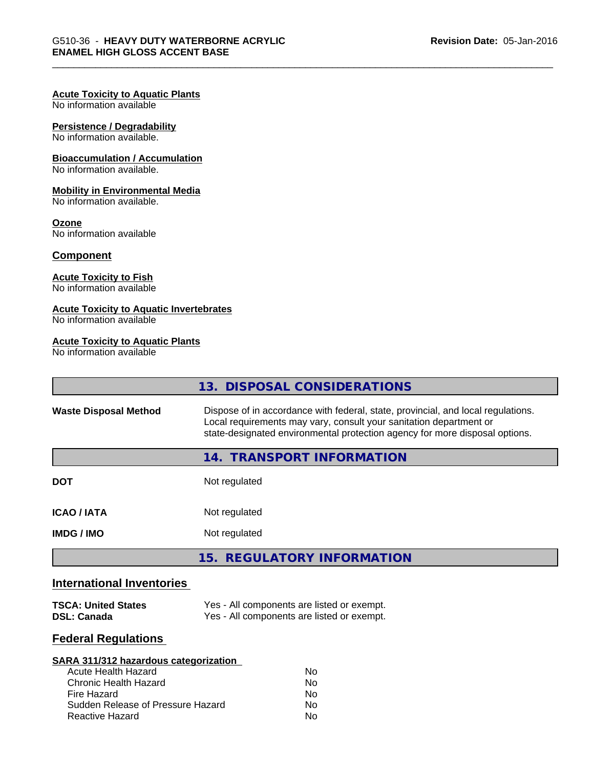**Acute Toxicity to Aquatic Plants**
No information available

**Persistence / Degradability**
No information available.

**Bioaccumulation / Accumulation**
No information available.

**Mobility in Environmental Media**
No information available.

**Ozone**
No information available

## Component

**Acute Toxicity to Fish**
No information available

**Acute Toxicity to Aquatic Invertebrates**
No information available

**Acute Toxicity to Aquatic Plants**
No information available

## 13. DISPOSAL CONSIDERATIONS

| | |
|---|---|
| **Waste Disposal Method** | Dispose of in accordance with federal, state, provincial, and local regulations. Local requirements may vary, consult your sanitation department or state-designated environmental protection agency for more disposal options. |

## 14. TRANSPORT INFORMATION

| | |
|---|---|
| **DOT** | Not regulated |
| **ICAO / IATA** | Not regulated |
| **IMDG / IMO** | Not regulated |

## 15. REGULATORY INFORMATION

### International Inventories

| | |
|---|---|
| **TSCA: United States** | Yes - All components are listed or exempt. |
| **DSL: Canada** | Yes - All components are listed or exempt. |

### Federal Regulations

**SARA 311/312 hazardous categorization**

| | |
|---|---|
| Acute Health Hazard | No |
| Chronic Health Hazard | No |
| Fire Hazard | No |
| Sudden Release of Pressure Hazard | No |
| Reactive Hazard | No |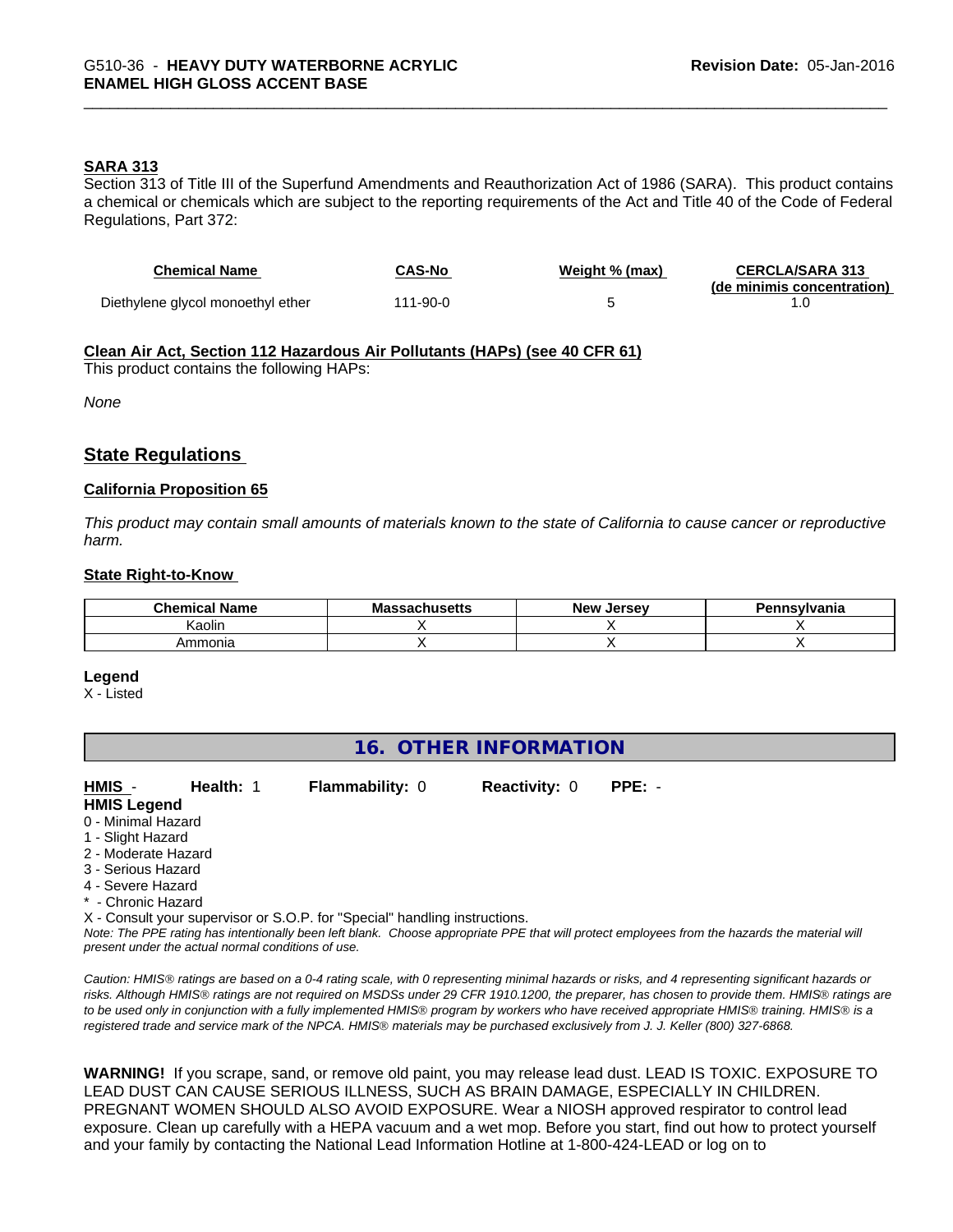### SARA 313

Section 313 of Title III of the Superfund Amendments and Reauthorization Act of 1986 (SARA). This product contains a chemical or chemicals which are subject to the reporting requirements of the Act and Title 40 of the Code of Federal Regulations, Part 372:

| Chemical Name | CAS-No | Weight % (max) | CERCLA/SARA 313 (de minimis concentration) |
|---|---|---|---|
| Diethylene glycol monoethyl ether | 111-90-0 | 5 | 1.0 |

### Clean Air Act, Section 112 Hazardous Air Pollutants (HAPs) (see 40 CFR 61)

This product contains the following HAPs:

*None*

## State Regulations

### California Proposition 65

*This product may contain small amounts of materials known to the state of California to cause cancer or reproductive harm.*

### State Right-to-Know

| Chemical Name | Massachusetts | New Jersey | Pennsylvania |
|---|---|---|---|
| Kaolin | X | X | X |
| Ammonia | X | X | X |

**Legend**

X - Listed

## 16. OTHER INFORMATION

**HMIS** - **Health:** 1 **Flammability:** 0 **Reactivity:** 0 **PPE:** -

**HMIS Legend**

0 - Minimal Hazard
1 - Slight Hazard
2 - Moderate Hazard
3 - Serious Hazard
4 - Severe Hazard
* - Chronic Hazard
X - Consult your supervisor or S.O.P. for "Special" handling instructions.

*Note: The PPE rating has intentionally been left blank. Choose appropriate PPE that will protect employees from the hazards the material will present under the actual normal conditions of use.*

*Caution: HMIS® ratings are based on a 0-4 rating scale, with 0 representing minimal hazards or risks, and 4 representing significant hazards or risks. Although HMIS® ratings are not required on MSDSs under 29 CFR 1910.1200, the preparer, has chosen to provide them. HMIS® ratings are to be used only in conjunction with a fully implemented HMIS® program by workers who have received appropriate HMIS® training. HMIS® is a registered trade and service mark of the NPCA. HMIS® materials may be purchased exclusively from J. J. Keller (800) 327-6868.*

**WARNING!** If you scrape, sand, or remove old paint, you may release lead dust. LEAD IS TOXIC. EXPOSURE TO LEAD DUST CAN CAUSE SERIOUS ILLNESS, SUCH AS BRAIN DAMAGE, ESPECIALLY IN CHILDREN. PREGNANT WOMEN SHOULD ALSO AVOID EXPOSURE. Wear a NIOSH approved respirator to control lead exposure. Clean up carefully with a HEPA vacuum and a wet mop. Before you start, find out how to protect yourself and your family by contacting the National Lead Information Hotline at 1-800-424-LEAD or log on to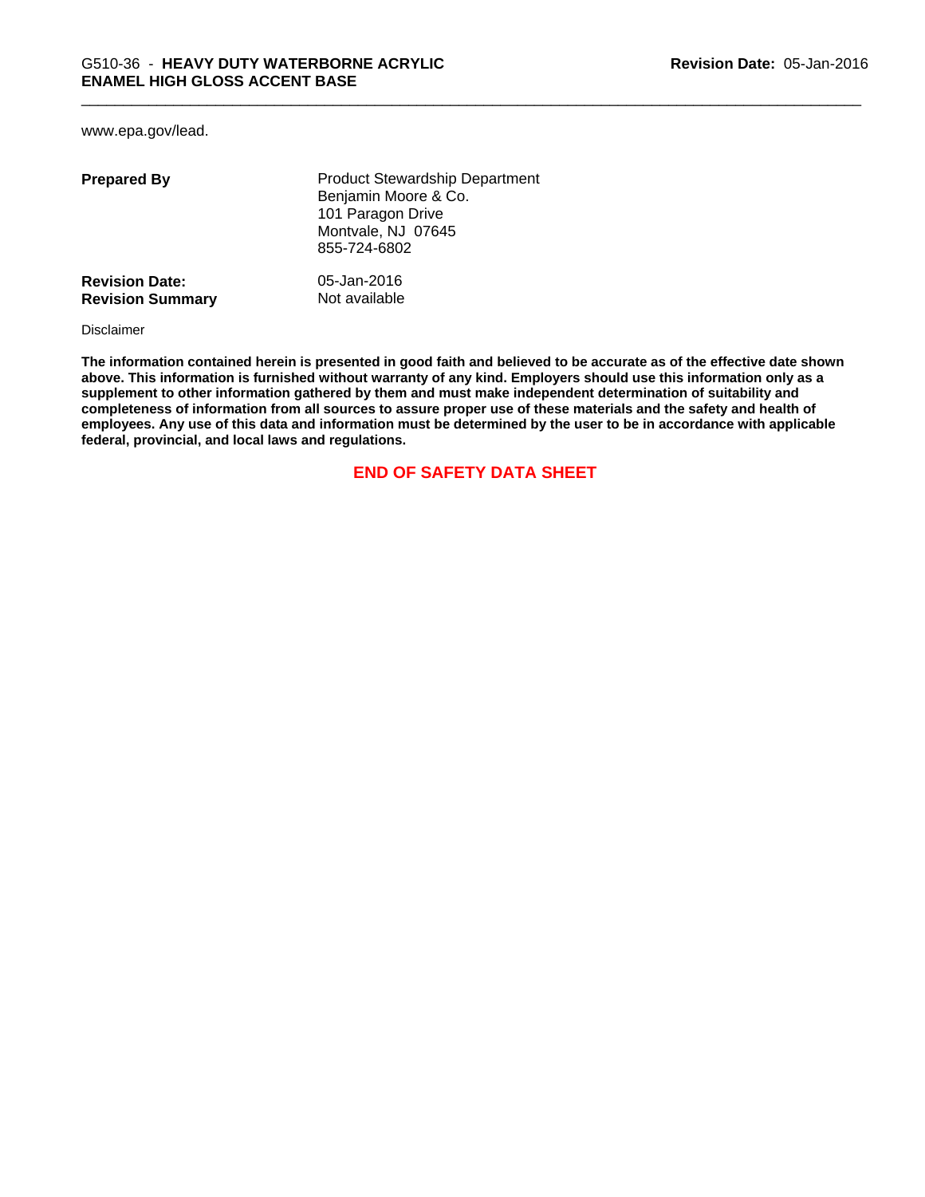www.epa.gov/lead.

| | |
|---|---|
| **Prepared By** | Product Stewardship Department<br>Benjamin Moore & Co.<br>101 Paragon Drive<br>Montvale, NJ 07645<br>855-724-6802 |
| **Revision Date:** | 05-Jan-2016 |
| **Revision Summary** | Not available |

Disclaimer

**The information contained herein is presented in good faith and believed to be accurate as of the effective date shown above. This information is furnished without warranty of any kind. Employers should use this information only as a supplement to other information gathered by them and must make independent determination of suitability and completeness of information from all sources to assure proper use of these materials and the safety and health of employees. Any use of this data and information must be determined by the user to be in accordance with applicable federal, provincial, and local laws and regulations.**

**END OF SAFETY DATA SHEET**